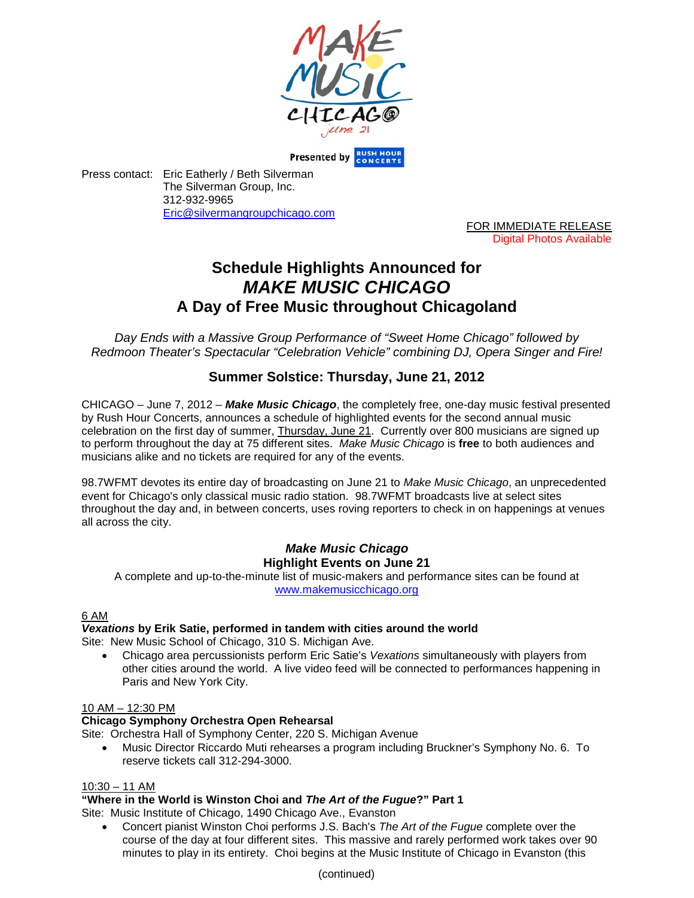Presented by RUSH HOUR CONCERTS

Press contact: Eric Eatherly / Beth Silverman
The Silverman Group, Inc.
312-932-9965
Eric@silvermangroupchicago.com

FOR IMMEDIATE RELEASE
Digital Photos Available

# Schedule Highlights Announced for *MAKE MUSIC CHICAGO* A Day of Free Music throughout Chicagoland

*Day Ends with a Massive Group Performance of "Sweet Home Chicago" followed by Redmoon Theater's Spectacular "Celebration Vehicle" combining DJ, Opera Singer and Fire!*

## Summer Solstice: Thursday, June 21, 2012

CHICAGO – June 7, 2012 – ***Make Music Chicago***, the completely free, one-day music festival presented by Rush Hour Concerts, announces a schedule of highlighted events for the second annual music celebration on the first day of summer, Thursday, June 21. Currently over 800 musicians are signed up to perform throughout the day at 75 different sites. *Make Music Chicago* is **free** to both audiences and musicians alike and no tickets are required for any of the events.

98.7WFMT devotes its entire day of broadcasting on June 21 to *Make Music Chicago*, an unprecedented event for Chicago's only classical music radio station. 98.7WFMT broadcasts live at select sites throughout the day and, in between concerts, uses roving reporters to check in on happenings at venues all across the city.

### *Make Music Chicago* Highlight Events on June 21

A complete and up-to-the-minute list of music-makers and performance sites can be found at www.makemusicchicago.org

6 AM

***Vexations* by Erik Satie, performed in tandem with cities around the world**

Site: New Music School of Chicago, 310 S. Michigan Ave.

- Chicago area percussionists perform Eric Satie's *Vexations* simultaneously with players from other cities around the world. A live video feed will be connected to performances happening in Paris and New York City.

10 AM – 12:30 PM

**Chicago Symphony Orchestra Open Rehearsal**

Site: Orchestra Hall of Symphony Center, 220 S. Michigan Avenue

- Music Director Riccardo Muti rehearses a program including Bruckner's Symphony No. 6. To reserve tickets call 312-294-3000.

10:30 – 11 AM

**"Where in the World is Winston Choi and *The Art of the Fugue*?" Part 1**

Site: Music Institute of Chicago, 1490 Chicago Ave., Evanston

- Concert pianist Winston Choi performs J.S. Bach's *The Art of the Fugue* complete over the course of the day at four different sites. This massive and rarely performed work takes over 90 minutes to play in its entirety. Choi begins at the Music Institute of Chicago in Evanston (this

(continued)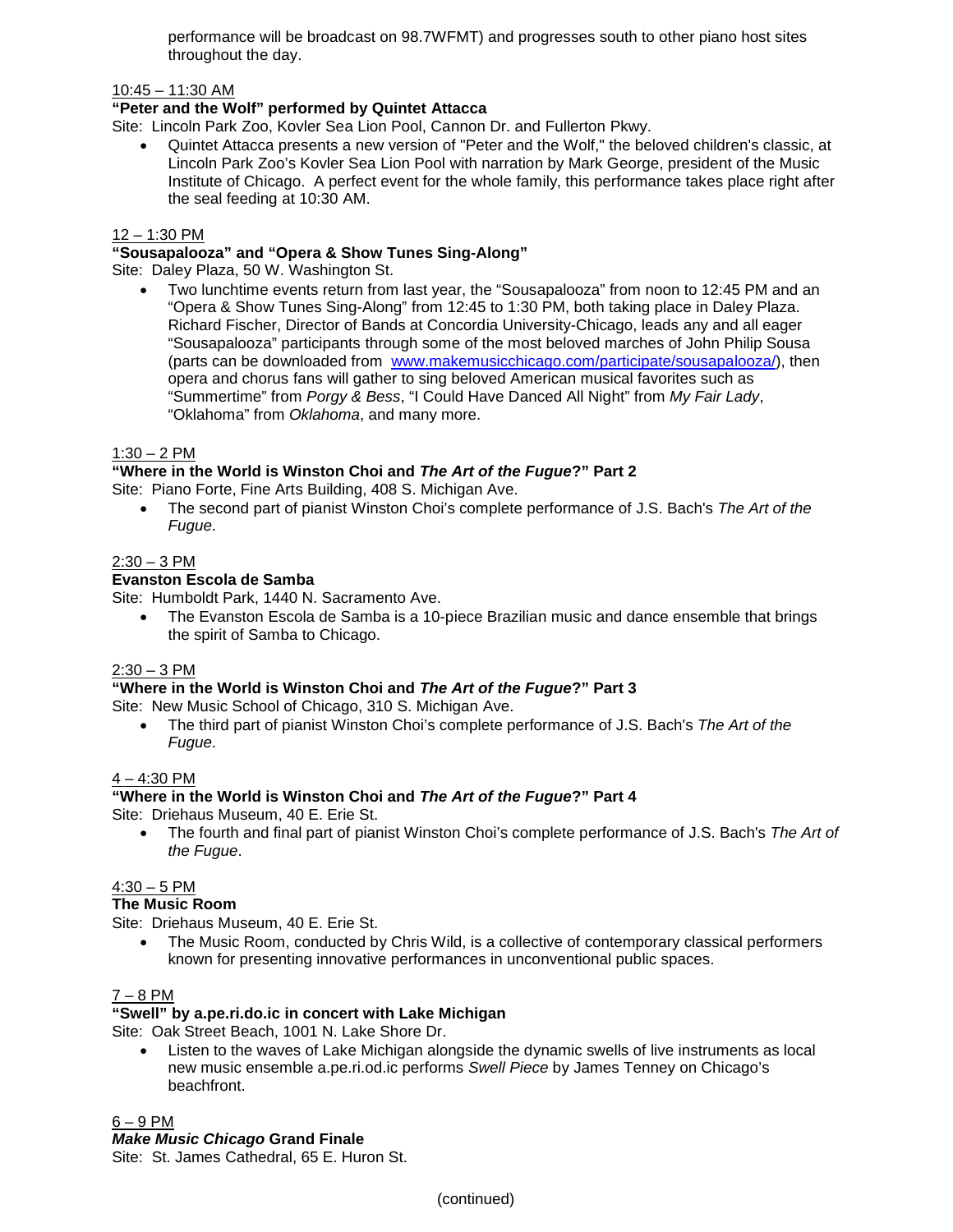performance will be broadcast on 98.7WFMT) and progresses south to other piano host sites throughout the day.

10:45 – 11:30 AM

**"Peter and the Wolf" performed by Quintet Attacca**

Site: Lincoln Park Zoo, Kovler Sea Lion Pool, Cannon Dr. and Fullerton Pkwy.

- Quintet Attacca presents a new version of "Peter and the Wolf," the beloved children's classic, at Lincoln Park Zoo's Kovler Sea Lion Pool with narration by Mark George, president of the Music Institute of Chicago. A perfect event for the whole family, this performance takes place right after the seal feeding at 10:30 AM.

12 – 1:30 PM

**"Sousapalooza" and "Opera & Show Tunes Sing-Along"**

Site: Daley Plaza, 50 W. Washington St.

- Two lunchtime events return from last year, the "Sousapalooza" from noon to 12:45 PM and an "Opera & Show Tunes Sing-Along" from 12:45 to 1:30 PM, both taking place in Daley Plaza. Richard Fischer, Director of Bands at Concordia University-Chicago, leads any and all eager "Sousapalooza" participants through some of the most beloved marches of John Philip Sousa (parts can be downloaded from www.makemusicchicago.com/participate/sousapalooza/), then opera and chorus fans will gather to sing beloved American musical favorites such as "Summertime" from *Porgy & Bess*, "I Could Have Danced All Night" from *My Fair Lady*, "Oklahoma" from *Oklahoma*, and many more.

1:30 – 2 PM

**"Where in the World is Winston Choi and *The Art of the Fugue*?" Part 2**

Site: Piano Forte, Fine Arts Building, 408 S. Michigan Ave.

- The second part of pianist Winston Choi's complete performance of J.S. Bach's *The Art of the Fugue*.

2:30 – 3 PM

**Evanston Escola de Samba**

Site: Humboldt Park, 1440 N. Sacramento Ave.

- The Evanston Escola de Samba is a 10-piece Brazilian music and dance ensemble that brings the spirit of Samba to Chicago.

2:30 – 3 PM

**"Where in the World is Winston Choi and *The Art of the Fugue*?" Part 3**

Site: New Music School of Chicago, 310 S. Michigan Ave.

- The third part of pianist Winston Choi's complete performance of J.S. Bach's *The Art of the Fugue*.

4 – 4:30 PM

**"Where in the World is Winston Choi and *The Art of the Fugue*?" Part 4**

Site: Driehaus Museum, 40 E. Erie St.

- The fourth and final part of pianist Winston Choi's complete performance of J.S. Bach's *The Art of the Fugue*.

4:30 – 5 PM

**The Music Room**

Site: Driehaus Museum, 40 E. Erie St.

- The Music Room, conducted by Chris Wild, is a collective of contemporary classical performers known for presenting innovative performances in unconventional public spaces.

7 – 8 PM

**"Swell" by a.pe.ri.do.ic in concert with Lake Michigan**

Site: Oak Street Beach, 1001 N. Lake Shore Dr.

- Listen to the waves of Lake Michigan alongside the dynamic swells of live instruments as local new music ensemble a.pe.ri.od.ic performs *Swell Piece* by James Tenney on Chicago's beachfront.

6 – 9 PM

***Make Music Chicago* Grand Finale**

Site: St. James Cathedral, 65 E. Huron St.

(continued)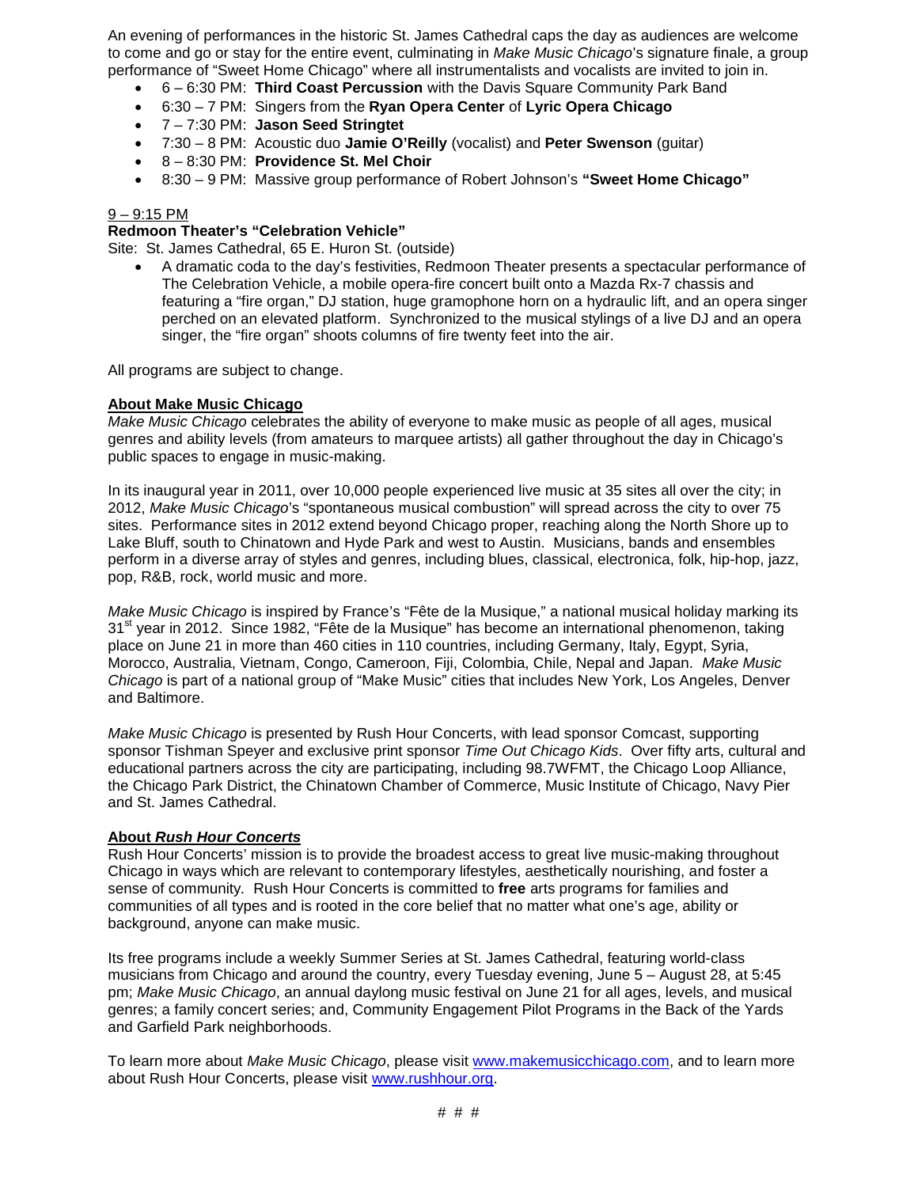An evening of performances in the historic St. James Cathedral caps the day as audiences are welcome to come and go or stay for the entire event, culminating in *Make Music Chicago*'s signature finale, a group performance of "Sweet Home Chicago" where all instrumentalists and vocalists are invited to join in.

- 6 – 6:30 PM: **Third Coast Percussion** with the Davis Square Community Park Band
- 6:30 – 7 PM: Singers from the **Ryan Opera Center** of **Lyric Opera Chicago**
- 7 – 7:30 PM: **Jason Seed Stringtet**
- 7:30 – 8 PM: Acoustic duo **Jamie O'Reilly** (vocalist) and **Peter Swenson** (guitar)
- 8 – 8:30 PM: **Providence St. Mel Choir**
- 8:30 – 9 PM: Massive group performance of Robert Johnson's **"Sweet Home Chicago"**

9 – 9:15 PM

**Redmoon Theater's "Celebration Vehicle"**

Site: St. James Cathedral, 65 E. Huron St. (outside)

- A dramatic coda to the day's festivities, Redmoon Theater presents a spectacular performance of The Celebration Vehicle, a mobile opera-fire concert built onto a Mazda Rx-7 chassis and featuring a "fire organ," DJ station, huge gramophone horn on a hydraulic lift, and an opera singer perched on an elevated platform. Synchronized to the musical stylings of a live DJ and an opera singer, the "fire organ" shoots columns of fire twenty feet into the air.

All programs are subject to change.

## About Make Music Chicago

*Make Music Chicago* celebrates the ability of everyone to make music as people of all ages, musical genres and ability levels (from amateurs to marquee artists) all gather throughout the day in Chicago's public spaces to engage in music-making.

In its inaugural year in 2011, over 10,000 people experienced live music at 35 sites all over the city; in 2012, *Make Music Chicago*'s "spontaneous musical combustion" will spread across the city to over 75 sites. Performance sites in 2012 extend beyond Chicago proper, reaching along the North Shore up to Lake Bluff, south to Chinatown and Hyde Park and west to Austin. Musicians, bands and ensembles perform in a diverse array of styles and genres, including blues, classical, electronica, folk, hip-hop, jazz, pop, R&B, rock, world music and more.

*Make Music Chicago* is inspired by France's "Fête de la Musique," a national musical holiday marking its 31st year in 2012. Since 1982, "Fête de la Musique" has become an international phenomenon, taking place on June 21 in more than 460 cities in 110 countries, including Germany, Italy, Egypt, Syria, Morocco, Australia, Vietnam, Congo, Cameroon, Fiji, Colombia, Chile, Nepal and Japan. *Make Music Chicago* is part of a national group of "Make Music" cities that includes New York, Los Angeles, Denver and Baltimore.

*Make Music Chicago* is presented by Rush Hour Concerts, with lead sponsor Comcast, supporting sponsor Tishman Speyer and exclusive print sponsor *Time Out Chicago Kids*. Over fifty arts, cultural and educational partners across the city are participating, including 98.7WFMT, the Chicago Loop Alliance, the Chicago Park District, the Chinatown Chamber of Commerce, Music Institute of Chicago, Navy Pier and St. James Cathedral.

## About *Rush Hour Concerts*

Rush Hour Concerts' mission is to provide the broadest access to great live music-making throughout Chicago in ways which are relevant to contemporary lifestyles, aesthetically nourishing, and foster a sense of community. Rush Hour Concerts is committed to **free** arts programs for families and communities of all types and is rooted in the core belief that no matter what one's age, ability or background, anyone can make music.

Its free programs include a weekly Summer Series at St. James Cathedral, featuring world-class musicians from Chicago and around the country, every Tuesday evening, June 5 – August 28, at 5:45 pm; *Make Music Chicago*, an annual daylong music festival on June 21 for all ages, levels, and musical genres; a family concert series; and, Community Engagement Pilot Programs in the Back of the Yards and Garfield Park neighborhoods.

To learn more about *Make Music Chicago*, please visit www.makemusicchicago.com, and to learn more about Rush Hour Concerts, please visit www.rushhour.org.

# # #